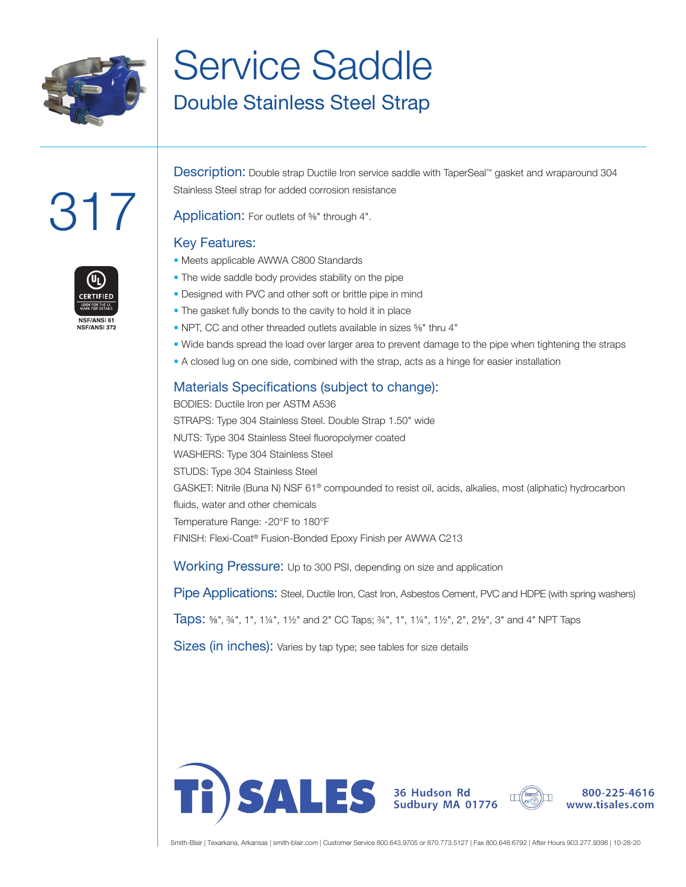# Service Saddle

## Double Stainless Steel Strap

# 317

UL CERTIFIED
LOOK FOR THE UL MARK FOR DETAILS
NSF/ANSI 61
NSF/ANSI 372

**Description:** Double strap Ductile Iron service saddle with TaperSeal™ gasket and wraparound 304 Stainless Steel strap for added corrosion resistance

**Application:** For outlets of ⅝" through 4".

### Key Features:

- Meets applicable AWWA C800 Standards
- The wide saddle body provides stability on the pipe
- Designed with PVC and other soft or brittle pipe in mind
- The gasket fully bonds to the cavity to hold it in place
- NPT, CC and other threaded outlets available in sizes ⅝" thru 4"
- Wide bands spread the load over larger area to prevent damage to the pipe when tightening the straps
- A closed lug on one side, combined with the strap, acts as a hinge for easier installation

### Materials Specifications (subject to change):

BODIES: Ductile Iron per ASTM A536
STRAPS: Type 304 Stainless Steel. Double Strap 1.50" wide
NUTS: Type 304 Stainless Steel fluoropolymer coated
WASHERS: Type 304 Stainless Steel
STUDS: Type 304 Stainless Steel
GASKET: Nitrile (Buna N) NSF 61® compounded to resist oil, acids, alkalies, most (aliphatic) hydrocarbon fluids, water and other chemicals
Temperature Range: -20°F to 180°F
FINISH: Flexi-Coat® Fusion-Bonded Epoxy Finish per AWWA C213

**Working Pressure:** Up to 300 PSI, depending on size and application

**Pipe Applications:** Steel, Ductile Iron, Cast Iron, Asbestos Cement, PVC and HDPE (with spring washers)

**Taps:** ⅝", ¾", 1", 1¼", 1½" and 2" CC Taps; ¾", 1", 1¼", 1½", 2", 2½", 3" and 4" NPT Taps

**Sizes (in inches):** Varies by tap type; see tables for size details

Ti SALES
36 Hudson Rd
Sudbury MA 01776
800-225-4616
www.tisales.com

Smith-Blair | Texarkana, Arkansas | smith-blair.com | Customer Service 800.643.9705 or 870.773.5127 | Fax 800.648.6792 | After Hours 903.277.9398 | 10-28-20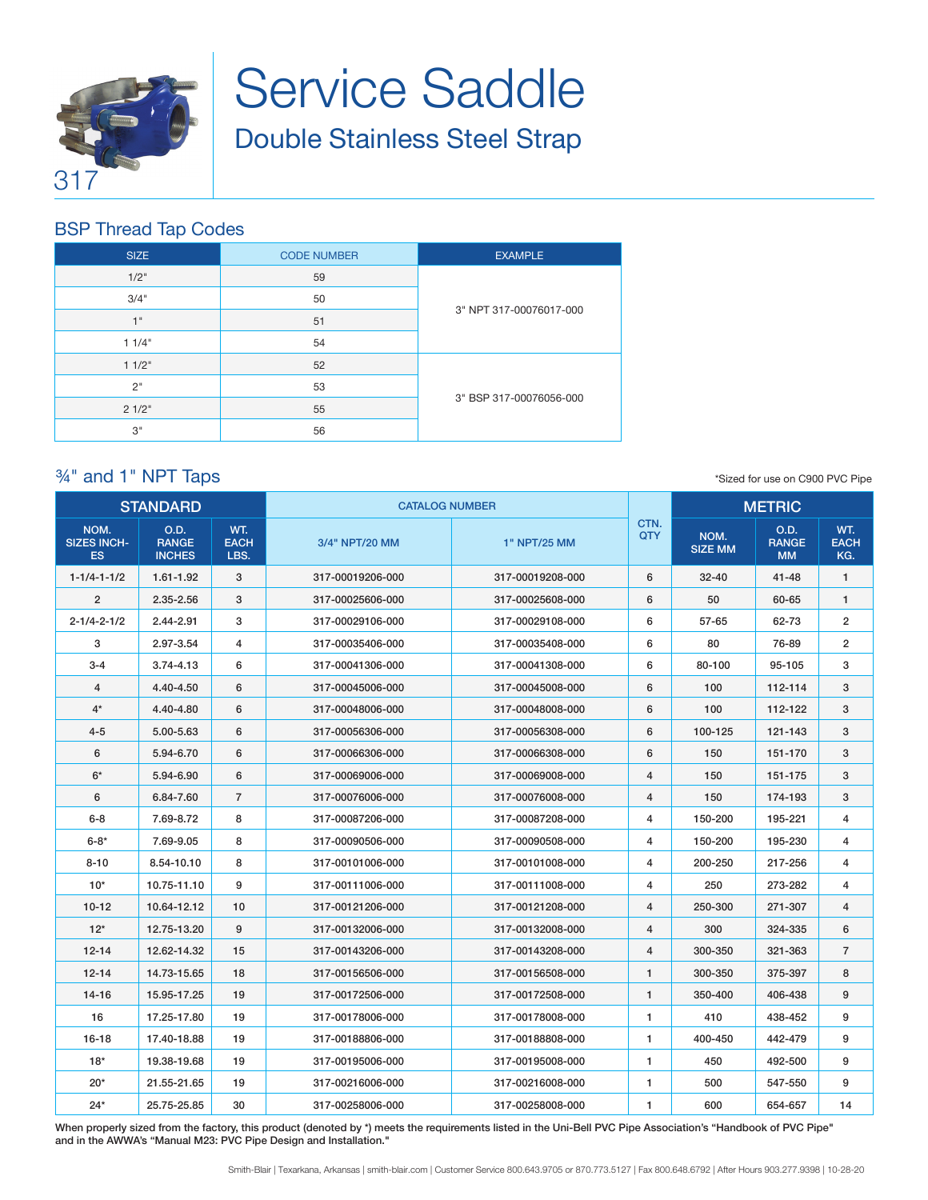317

# Service Saddle

## Double Stainless Steel Strap

### BSP Thread Tap Codes

| SIZE | CODE NUMBER | EXAMPLE |
|---|---|---|
| 1/2" | 59 | 3" NPT 317-00076017-000 |
| 3/4" | 50 | |
| 1" | 51 | |
| 1 1/4" | 54 | |
| 1 1/2" | 52 | 3" BSP 317-00076056-000 |
| 2" | 53 | |
| 2 1/2" | 55 | |
| 3" | 56 | |

### ¾" and 1" NPT Taps

*Sized for use on C900 PVC Pipe

| STANDARD | | | CATALOG NUMBER | | CTN. QTY | METRIC | | |
|---|---|---|---|---|---|---|---|---|
| NOM. SIZES INCHES | O.D. RANGE INCHES | WT. EACH LBS. | 3/4" NPT/20 MM | 1" NPT/25 MM | | NOM. SIZE MM | O.D. RANGE MM | WT. EACH KG. |
| 1-1/4-1-1/2 | 1.61-1.92 | 3 | 317-00019206-000 | 317-00019208-000 | 6 | 32-40 | 41-48 | 1 |
| 2 | 2.35-2.56 | 3 | 317-00025606-000 | 317-00025608-000 | 6 | 50 | 60-65 | 1 |
| 2-1/4-2-1/2 | 2.44-2.91 | 3 | 317-00029106-000 | 317-00029108-000 | 6 | 57-65 | 62-73 | 2 |
| 3 | 2.97-3.54 | 4 | 317-00035406-000 | 317-00035408-000 | 6 | 80 | 76-89 | 2 |
| 3-4 | 3.74-4.13 | 6 | 317-00041306-000 | 317-00041308-000 | 6 | 80-100 | 95-105 | 3 |
| 4 | 4.40-4.50 | 6 | 317-00045006-000 | 317-00045008-000 | 6 | 100 | 112-114 | 3 |
| 4* | 4.40-4.80 | 6 | 317-00048006-000 | 317-00048008-000 | 6 | 100 | 112-122 | 3 |
| 4-5 | 5.00-5.63 | 6 | 317-00056306-000 | 317-00056308-000 | 6 | 100-125 | 121-143 | 3 |
| 6 | 5.94-6.70 | 6 | 317-00066306-000 | 317-00066308-000 | 6 | 150 | 151-170 | 3 |
| 6* | 5.94-6.90 | 6 | 317-00069006-000 | 317-00069008-000 | 4 | 150 | 151-175 | 3 |
| 6 | 6.84-7.60 | 7 | 317-00076006-000 | 317-00076008-000 | 4 | 150 | 174-193 | 3 |
| 6-8 | 7.69-8.72 | 8 | 317-00087206-000 | 317-00087208-000 | 4 | 150-200 | 195-221 | 4 |
| 6-8* | 7.69-9.05 | 8 | 317-00090506-000 | 317-00090508-000 | 4 | 150-200 | 195-230 | 4 |
| 8-10 | 8.54-10.10 | 8 | 317-00101006-000 | 317-00101008-000 | 4 | 200-250 | 217-256 | 4 |
| 10* | 10.75-11.10 | 9 | 317-00111006-000 | 317-00111008-000 | 4 | 250 | 273-282 | 4 |
| 10-12 | 10.64-12.12 | 10 | 317-00121206-000 | 317-00121208-000 | 4 | 250-300 | 271-307 | 4 |
| 12* | 12.75-13.20 | 9 | 317-00132006-000 | 317-00132008-000 | 4 | 300 | 324-335 | 6 |
| 12-14 | 12.62-14.32 | 15 | 317-00143206-000 | 317-00143208-000 | 4 | 300-350 | 321-363 | 7 |
| 12-14 | 14.73-15.65 | 18 | 317-00156506-000 | 317-00156508-000 | 1 | 300-350 | 375-397 | 8 |
| 14-16 | 15.95-17.25 | 19 | 317-00172506-000 | 317-00172508-000 | 1 | 350-400 | 406-438 | 9 |
| 16 | 17.25-17.80 | 19 | 317-00178006-000 | 317-00178008-000 | 1 | 410 | 438-452 | 9 |
| 16-18 | 17.40-18.88 | 19 | 317-00188806-000 | 317-00188808-000 | 1 | 400-450 | 442-479 | 9 |
| 18* | 19.38-19.68 | 19 | 317-00195006-000 | 317-00195008-000 | 1 | 450 | 492-500 | 9 |
| 20* | 21.55-21.65 | 19 | 317-00216006-000 | 317-00216008-000 | 1 | 500 | 547-550 | 9 |
| 24* | 25.75-25.85 | 30 | 317-00258006-000 | 317-00258008-000 | 1 | 600 | 654-657 | 14 |

When properly sized from the factory, this product (denoted by *) meets the requirements listed in the Uni-Bell PVC Pipe Association's "Handbook of PVC Pipe" and in the AWWA's "Manual M23: PVC Pipe Design and Installation."

Smith-Blair | Texarkana, Arkansas | smith-blair.com | Customer Service 800.643.9705 or 870.773.5127 | Fax 800.648.6792 | After Hours 903.277.9398 | 10-28-20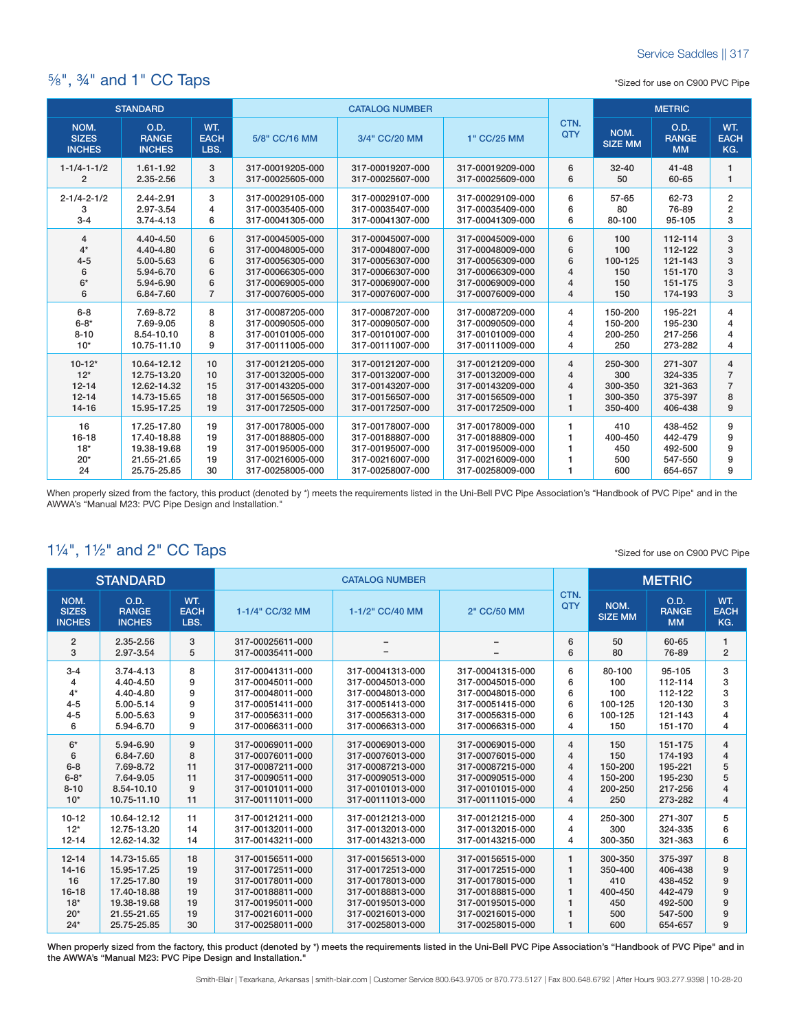## ⅝", ¾" and 1" CC Taps

*Sized for use on C900 PVC Pipe

| STANDARD | | | CATALOG NUMBER | | | CTN. QTY | METRIC | | |
|---|---|---|---|---|---|---|---|---|---|
| NOM. SIZES INCHES | O.D. RANGE INCHES | WT. EACH LBS. | 5/8" CC/16 MM | 3/4" CC/20 MM | 1" CC/25 MM | | NOM. SIZE MM | O.D. RANGE MM | WT. EACH KG. |
| 1-1/4-1-1/2 | 1.61-1.92 | 3 | 317-00019205-000 | 317-00019207-000 | 317-00019209-000 | 6 | 32-40 | 41-48 | 1 |
| 2 | 2.35-2.56 | 3 | 317-00025605-000 | 317-00025607-000 | 317-00025609-000 | 6 | 50 | 60-65 | 1 |
| 2-1/4-2-1/2 | 2.44-2.91 | 3 | 317-00029105-000 | 317-00029107-000 | 317-00029109-000 | 6 | 57-65 | 62-73 | 2 |
| 3 | 2.97-3.54 | 4 | 317-00035405-000 | 317-00035407-000 | 317-00035409-000 | 6 | 80 | 76-89 | 2 |
| 3-4 | 3.74-4.13 | 6 | 317-00041305-000 | 317-00041307-000 | 317-00041309-000 | 6 | 80-100 | 95-105 | 3 |
| 4 | 4.40-4.50 | 6 | 317-00045005-000 | 317-00045007-000 | 317-00045009-000 | 6 | 100 | 112-114 | 3 |
| 4* | 4.40-4.80 | 6 | 317-00048005-000 | 317-00048007-000 | 317-00048009-000 | 6 | 100 | 112-122 | 3 |
| 4-5 | 5.00-5.63 | 6 | 317-00056305-000 | 317-00056307-000 | 317-00056309-000 | 6 | 100-125 | 121-143 | 3 |
| 6 | 5.94-6.70 | 6 | 317-00066305-000 | 317-00066307-000 | 317-00066309-000 | 4 | 150 | 151-170 | 3 |
| 6* | 5.94-6.90 | 6 | 317-00069005-000 | 317-00069007-000 | 317-00069009-000 | 4 | 150 | 151-175 | 3 |
| 6 | 6.84-7.60 | 7 | 317-00076005-000 | 317-00076007-000 | 317-00076009-000 | 4 | 150 | 174-193 | 3 |
| 6-8 | 7.69-8.72 | 8 | 317-00087205-000 | 317-00087207-000 | 317-00087209-000 | 4 | 150-200 | 195-221 | 4 |
| 6-8* | 7.69-9.05 | 8 | 317-00090505-000 | 317-00090507-000 | 317-00090509-000 | 4 | 150-200 | 195-230 | 4 |
| 8-10 | 8.54-10.10 | 8 | 317-00101005-000 | 317-00101007-000 | 317-00101009-000 | 4 | 200-250 | 217-256 | 4 |
| 10* | 10.75-11.10 | 9 | 317-00111005-000 | 317-00111007-000 | 317-00111009-000 | 4 | 250 | 273-282 | 4 |
| 10-12* | 10.64-12.12 | 10 | 317-00121205-000 | 317-00121207-000 | 317-00121209-000 | 4 | 250-300 | 271-307 | 4 |
| 12* | 12.75-13.20 | 10 | 317-00132005-000 | 317-00132007-000 | 317-00132009-000 | 4 | 300 | 324-335 | 7 |
| 12-14 | 12.62-14.32 | 15 | 317-00143205-000 | 317-00143207-000 | 317-00143209-000 | 4 | 300-350 | 321-363 | 7 |
| 12-14 | 14.73-15.65 | 18 | 317-00156505-000 | 317-00156507-000 | 317-00156509-000 | 1 | 300-350 | 375-397 | 8 |
| 14-16 | 15.95-17.25 | 19 | 317-00172505-000 | 317-00172507-000 | 317-00172509-000 | 1 | 350-400 | 406-438 | 9 |
| 16 | 17.25-17.80 | 19 | 317-00178005-000 | 317-00178007-000 | 317-00178009-000 | 1 | 410 | 438-452 | 9 |
| 16-18 | 17.40-18.88 | 19 | 317-00188805-000 | 317-00188807-000 | 317-00188809-000 | 1 | 400-450 | 442-479 | 9 |
| 18* | 19.38-19.68 | 19 | 317-00195005-000 | 317-00195007-000 | 317-00195009-000 | 1 | 450 | 492-500 | 9 |
| 20* | 21.55-21.65 | 19 | 317-00216005-000 | 317-00216007-000 | 317-00216009-000 | 1 | 500 | 547-550 | 9 |
| 24 | 25.75-25.85 | 30 | 317-00258005-000 | 317-00258007-000 | 317-00258009-000 | 1 | 600 | 654-657 | 9 |

When properly sized from the factory, this product (denoted by *) meets the requirements listed in the Uni-Bell PVC Pipe Association's "Handbook of PVC Pipe" and in the AWWA's "Manual M23: PVC Pipe Design and Installation."

## 1¼", 1½" and 2" CC Taps

*Sized for use on C900 PVC Pipe

| STANDARD | | | CATALOG NUMBER | | | CTN. QTY | METRIC | | |
|---|---|---|---|---|---|---|---|---|---|
| NOM. SIZES INCHES | O.D. RANGE INCHES | WT. EACH LBS. | 1-1/4" CC/32 MM | 1-1/2" CC/40 MM | 2" CC/50 MM | | NOM. SIZE MM | O.D. RANGE MM | WT. EACH KG. |
| 2 | 2.35-2.56 | 3 | 317-00025611-000 | – | – | 6 | 50 | 60-65 | 1 |
| 3 | 2.97-3.54 | 5 | 317-00035411-000 | – | – | 6 | 80 | 76-89 | 2 |
| 3-4 | 3.74-4.13 | 8 | 317-00041311-000 | 317-00041313-000 | 317-00041315-000 | 6 | 80-100 | 95-105 | 3 |
| 4 | 4.40-4.50 | 9 | 317-00045011-000 | 317-00045013-000 | 317-00045015-000 | 6 | 100 | 112-114 | 3 |
| 4* | 4.40-4.80 | 9 | 317-00048011-000 | 317-00048013-000 | 317-00048015-000 | 6 | 100 | 112-122 | 3 |
| 4-5 | 5.00-5.14 | 9 | 317-00051411-000 | 317-00051413-000 | 317-00051415-000 | 6 | 100-125 | 120-130 | 3 |
| 4-5 | 5.00-5.63 | 9 | 317-00056311-000 | 317-00056313-000 | 317-00056315-000 | 6 | 100-125 | 121-143 | 4 |
| 6 | 5.94-6.70 | 9 | 317-00066311-000 | 317-00066313-000 | 317-00066315-000 | 4 | 150 | 151-170 | 4 |
| 6* | 5.94-6.90 | 9 | 317-00069011-000 | 317-00069013-000 | 317-00069015-000 | 4 | 150 | 151-175 | 4 |
| 6 | 6.84-7.60 | 8 | 317-00076011-000 | 317-00076013-000 | 317-00076015-000 | 4 | 150 | 174-193 | 4 |
| 6-8 | 7.69-8.72 | 11 | 317-00087211-000 | 317-00087213-000 | 317-00087215-000 | 4 | 150-200 | 195-221 | 5 |
| 6-8* | 7.64-9.05 | 11 | 317-00090511-000 | 317-00090513-000 | 317-00090515-000 | 4 | 150-200 | 195-230 | 5 |
| 8-10 | 8.54-10.10 | 9 | 317-00101011-000 | 317-00101013-000 | 317-00101015-000 | 4 | 200-250 | 217-256 | 4 |
| 10* | 10.75-11.10 | 11 | 317-00111011-000 | 317-00111013-000 | 317-00111015-000 | 4 | 250 | 273-282 | 4 |
| 10-12 | 10.64-12.12 | 11 | 317-00121211-000 | 317-00121213-000 | 317-00121215-000 | 4 | 250-300 | 271-307 | 5 |
| 12* | 12.75-13.20 | 14 | 317-00132011-000 | 317-00132013-000 | 317-00132015-000 | 4 | 300 | 324-335 | 6 |
| 12-14 | 12.62-14.32 | 14 | 317-00143211-000 | 317-00143213-000 | 317-00143215-000 | 4 | 300-350 | 321-363 | 6 |
| 12-14 | 14.73-15.65 | 18 | 317-00156511-000 | 317-00156513-000 | 317-00156515-000 | 1 | 300-350 | 375-397 | 8 |
| 14-16 | 15.95-17.25 | 19 | 317-00172511-000 | 317-00172513-000 | 317-00172515-000 | 1 | 350-400 | 406-438 | 9 |
| 16 | 17.25-17.80 | 19 | 317-00178011-000 | 317-00178013-000 | 317-00178015-000 | 1 | 410 | 438-452 | 9 |
| 16-18 | 17.40-18.88 | 19 | 317-00188811-000 | 317-00188813-000 | 317-00188815-000 | 1 | 400-450 | 442-479 | 9 |
| 18* | 19.38-19.68 | 19 | 317-00195011-000 | 317-00195013-000 | 317-00195015-000 | 1 | 450 | 492-500 | 9 |
| 20* | 21.55-21.65 | 19 | 317-00216011-000 | 317-00216013-000 | 317-00216015-000 | 1 | 500 | 547-500 | 9 |
| 24* | 25.75-25.85 | 30 | 317-00258011-000 | 317-00258013-000 | 317-00258015-000 | 1 | 600 | 654-657 | 9 |

When properly sized from the factory, this product (denoted by *) meets the requirements listed in the Uni-Bell PVC Pipe Association's "Handbook of PVC Pipe" and in the AWWA's "Manual M23: PVC Pipe Design and Installation."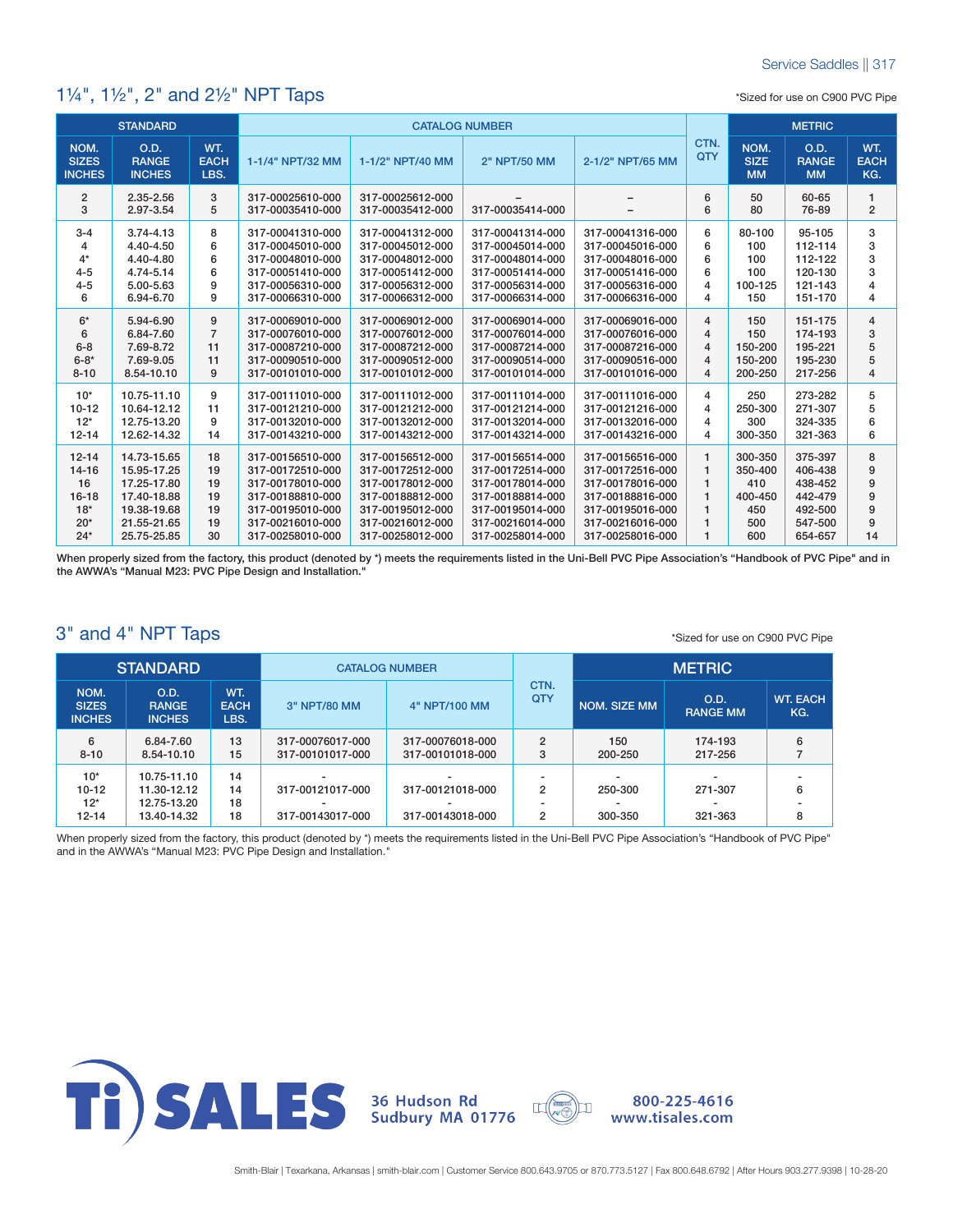## 1¼", 1½", 2" and 2½" NPT Taps

*Sized for use on C900 PVC Pipe

| STANDARD | | | CATALOG NUMBER | | | | CTN. QTY | METRIC | | |
|---|---|---|---|---|---|---|---|---|---|---|
| NOM. SIZES INCHES | O.D. RANGE INCHES | WT. EACH LBS. | 1-1/4" NPT/32 MM | 1-1/2" NPT/40 MM | 2" NPT/50 MM | 2-1/2" NPT/65 MM | | NOM. SIZE MM | O.D. RANGE MM | WT. EACH KG. |
| 2 | 2.35-2.56 | 3 | 317-00025610-000 | 317-00025612-000 | – | – | 6 | 50 | 60-65 | 1 |
| 3 | 2.97-3.54 | 5 | 317-00035410-000 | 317-00035412-000 | 317-00035414-000 | – | 6 | 80 | 76-89 | 2 |
| 3-4 | 3.74-4.13 | 8 | 317-00041310-000 | 317-00041312-000 | 317-00041314-000 | 317-00041316-000 | 6 | 80-100 | 95-105 | 3 |
| 4 | 4.40-4.50 | 6 | 317-00045010-000 | 317-00045012-000 | 317-00045014-000 | 317-00045016-000 | 6 | 100 | 112-114 | 3 |
| 4* | 4.40-4.80 | 6 | 317-00048010-000 | 317-00048012-000 | 317-00048014-000 | 317-00048016-000 | 6 | 100 | 112-122 | 3 |
| 4-5 | 4.74-5.14 | 6 | 317-00051410-000 | 317-00051412-000 | 317-00051414-000 | 317-00051416-000 | 6 | 100 | 120-130 | 3 |
| 4-5 | 5.00-5.63 | 9 | 317-00056310-000 | 317-00056312-000 | 317-00056314-000 | 317-00056316-000 | 4 | 100-125 | 121-143 | 4 |
| 6 | 6.94-6.70 | 9 | 317-00066310-000 | 317-00066312-000 | 317-00066314-000 | 317-00066316-000 | 4 | 150 | 151-170 | 4 |
| 6* | 5.94-6.90 | 9 | 317-00069010-000 | 317-00069012-000 | 317-00069014-000 | 317-00069016-000 | 4 | 150 | 151-175 | 4 |
| 6 | 6.84-7.60 | 7 | 317-00076010-000 | 317-00076012-000 | 317-00076014-000 | 317-00076016-000 | 4 | 150 | 174-193 | 3 |
| 6-8 | 7.69-8.72 | 11 | 317-00087210-000 | 317-00087212-000 | 317-00087214-000 | 317-00087216-000 | 4 | 150-200 | 195-221 | 5 |
| 6-8* | 7.69-9.05 | 11 | 317-00090510-000 | 317-00090512-000 | 317-00090514-000 | 317-00090516-000 | 4 | 150-200 | 195-230 | 5 |
| 8-10 | 8.54-10.10 | 9 | 317-00101010-000 | 317-00101012-000 | 317-00101014-000 | 317-00101016-000 | 4 | 200-250 | 217-256 | 4 |
| 10* | 10.75-11.10 | 9 | 317-00111010-000 | 317-00111012-000 | 317-00111014-000 | 317-00111016-000 | 4 | 250 | 273-282 | 5 |
| 10-12 | 10.64-12.12 | 11 | 317-00121210-000 | 317-00121212-000 | 317-00121214-000 | 317-00121216-000 | 4 | 250-300 | 271-307 | 5 |
| 12* | 12.75-13.20 | 9 | 317-00132010-000 | 317-00132012-000 | 317-00132014-000 | 317-00132016-000 | 4 | 300 | 324-335 | 6 |
| 12-14 | 12.62-14.32 | 14 | 317-00143210-000 | 317-00143212-000 | 317-00143214-000 | 317-00143216-000 | 4 | 300-350 | 321-363 | 6 |
| 12-14 | 14.73-15.65 | 18 | 317-00156510-000 | 317-00156512-000 | 317-00156514-000 | 317-00156516-000 | 1 | 300-350 | 375-397 | 8 |
| 14-16 | 15.95-17.25 | 19 | 317-00172510-000 | 317-00172512-000 | 317-00172514-000 | 317-00172516-000 | 1 | 350-400 | 406-438 | 9 |
| 16 | 17.25-17.80 | 19 | 317-00178010-000 | 317-00178012-000 | 317-00178014-000 | 317-00178016-000 | 1 | 410 | 438-452 | 9 |
| 16-18 | 17.40-18.88 | 19 | 317-00188810-000 | 317-00188812-000 | 317-00188814-000 | 317-00188816-000 | 1 | 400-450 | 442-479 | 9 |
| 18* | 19.38-19.68 | 19 | 317-00195010-000 | 317-00195012-000 | 317-00195014-000 | 317-00195016-000 | 1 | 450 | 492-500 | 9 |
| 20* | 21.55-21.65 | 19 | 317-00216010-000 | 317-00216012-000 | 317-00216014-000 | 317-00216016-000 | 1 | 500 | 547-500 | 9 |
| 24* | 25.75-25.85 | 30 | 317-00258010-000 | 317-00258012-000 | 317-00258014-000 | 317-00258016-000 | 1 | 600 | 654-657 | 14 |

When properly sized from the factory, this product (denoted by *) meets the requirements listed in the Uni-Bell PVC Pipe Association's "Handbook of PVC Pipe" and in the AWWA's "Manual M23: PVC Pipe Design and Installation."

## 3" and 4" NPT Taps

*Sized for use on C900 PVC Pipe

| STANDARD | | | CATALOG NUMBER | | CTN. QTY | METRIC | | |
|---|---|---|---|---|---|---|---|---|
| NOM. SIZES INCHES | O.D. RANGE INCHES | WT. EACH LBS. | 3" NPT/80 MM | 4" NPT/100 MM | | NOM. SIZE MM | O.D. RANGE MM | WT. EACH KG. |
| 6 | 6.84-7.60 | 13 | 317-00076017-000 | 317-00076018-000 | 2 | 150 | 174-193 | 6 |
| 8-10 | 8.54-10.10 | 15 | 317-00101017-000 | 317-00101018-000 | 3 | 200-250 | 217-256 | 7 |
| 10* | 10.75-11.10 | 14 | - | - | - | - | - | - |
| 10-12 | 11.30-12.12 | 14 | 317-00121017-000 | 317-00121018-000 | 2 | 250-300 | 271-307 | 6 |
| 12* | 12.75-13.20 | 18 | - | - | - | - | - | - |
| 12-14 | 13.40-14.32 | 18 | 317-00143017-000 | 317-00143018-000 | 2 | 300-350 | 321-363 | 8 |

When properly sized from the factory, this product (denoted by *) meets the requirements listed in the Uni-Bell PVC Pipe Association's "Handbook of PVC Pipe" and in the AWWA's "Manual M23: PVC Pipe Design and Installation."

Ti SALES

36 Hudson Rd
Sudbury MA 01776

800-225-4616
www.tisales.com

Smith-Blair | Texarkana, Arkansas | smith-blair.com | Customer Service 800.643.9705 or 870.773.5127 | Fax 800.648.6792 | After Hours 903.277.9398 | 10-28-20